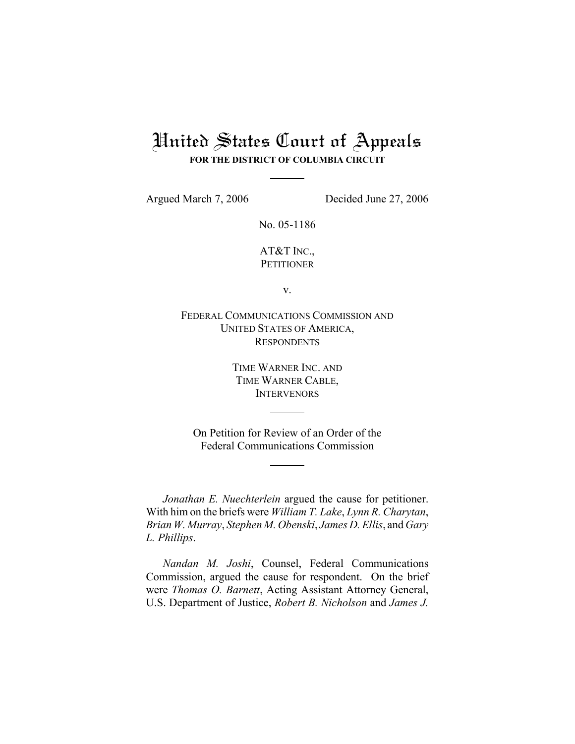# United States Court of Appeals

**FOR THE DISTRICT OF COLUMBIA CIRCUIT**

Argued March 7, 2006 Decided June 27, 2006

No. 05-1186

AT&T INC.,
PETITIONER

v.

FEDERAL COMMUNICATIONS COMMISSION AND
UNITED STATES OF AMERICA,
RESPONDENTS

TIME WARNER INC. AND
TIME WARNER CABLE,
INTERVENORS

On Petition for Review of an Order of the
Federal Communications Commission

*Jonathan E. Nuechterlein* argued the cause for petitioner. With him on the briefs were *William T. Lake*, *Lynn R. Charytan*, *Brian W. Murray*, *Stephen M. Obenski*, *James D. Ellis*, and *Gary L. Phillips*.

*Nandan M. Joshi*, Counsel, Federal Communications Commission, argued the cause for respondent. On the brief were *Thomas O. Barnett*, Acting Assistant Attorney General, U.S. Department of Justice, *Robert B. Nicholson* and *James J.*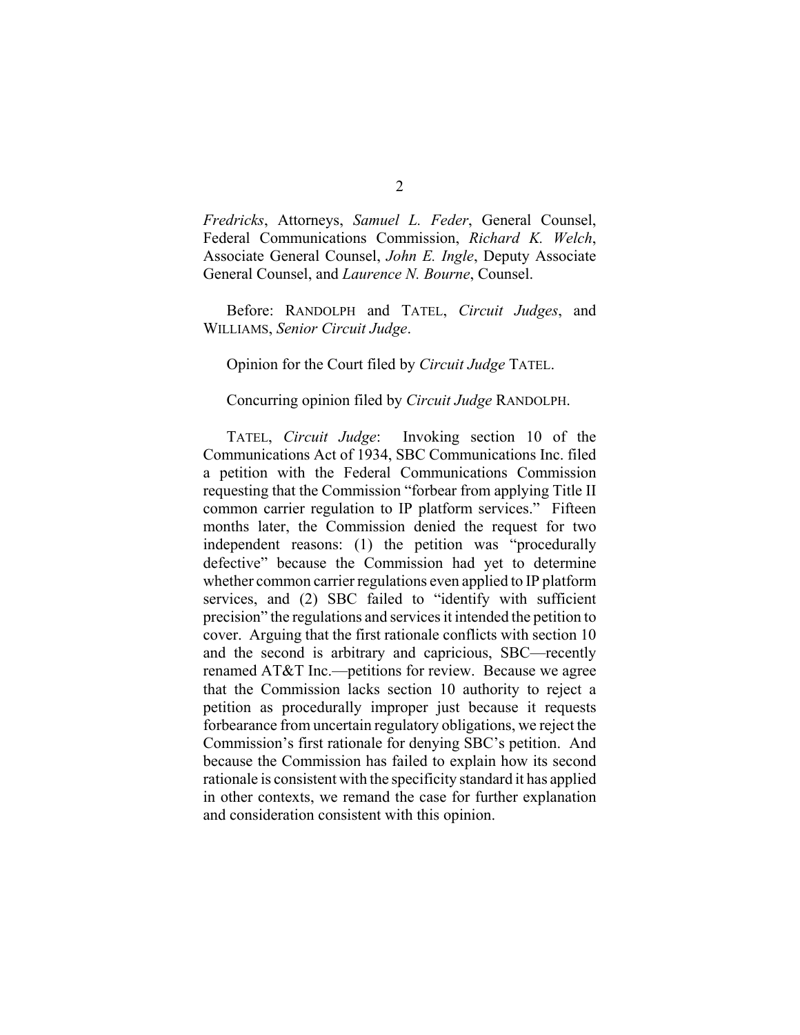*Fredricks*, Attorneys, *Samuel L. Feder*, General Counsel, Federal Communications Commission, *Richard K. Welch*, Associate General Counsel, *John E. Ingle*, Deputy Associate General Counsel, and *Laurence N. Bourne*, Counsel.

Before: RANDOLPH and TATEL, *Circuit Judges*, and WILLIAMS, *Senior Circuit Judge*.

Opinion for the Court filed by *Circuit Judge* TATEL.

Concurring opinion filed by *Circuit Judge* RANDOLPH.

TATEL, *Circuit Judge*: Invoking section 10 of the Communications Act of 1934, SBC Communications Inc. filed a petition with the Federal Communications Commission requesting that the Commission "forbear from applying Title II common carrier regulation to IP platform services." Fifteen months later, the Commission denied the request for two independent reasons: (1) the petition was "procedurally defective" because the Commission had yet to determine whether common carrier regulations even applied to IP platform services, and (2) SBC failed to "identify with sufficient precision" the regulations and services it intended the petition to cover. Arguing that the first rationale conflicts with section 10 and the second is arbitrary and capricious, SBC—recently renamed AT&T Inc.—petitions for review. Because we agree that the Commission lacks section 10 authority to reject a petition as procedurally improper just because it requests forbearance from uncertain regulatory obligations, we reject the Commission's first rationale for denying SBC's petition. And because the Commission has failed to explain how its second rationale is consistent with the specificity standard it has applied in other contexts, we remand the case for further explanation and consideration consistent with this opinion.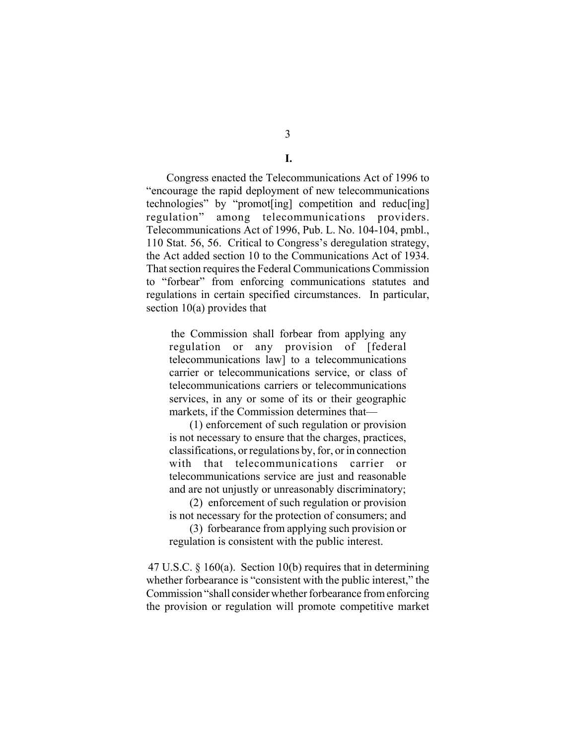## I.

Congress enacted the Telecommunications Act of 1996 to "encourage the rapid deployment of new telecommunications technologies" by "promot[ing] competition and reduc[ing] regulation" among telecommunications providers. Telecommunications Act of 1996, Pub. L. No. 104-104, pmbl., 110 Stat. 56, 56. Critical to Congress's deregulation strategy, the Act added section 10 to the Communications Act of 1934. That section requires the Federal Communications Commission to "forbear" from enforcing communications statutes and regulations in certain specified circumstances. In particular, section 10(a) provides that

> the Commission shall forbear from applying any regulation or any provision of [federal telecommunications law] to a telecommunications carrier or telecommunications service, or class of telecommunications carriers or telecommunications services, in any or some of its or their geographic markets, if the Commission determines that—
>
> (1) enforcement of such regulation or provision is not necessary to ensure that the charges, practices, classifications, or regulations by, for, or in connection with that telecommunications carrier or telecommunications service are just and reasonable and are not unjustly or unreasonably discriminatory;
>
> (2) enforcement of such regulation or provision is not necessary for the protection of consumers; and
>
> (3) forbearance from applying such provision or regulation is consistent with the public interest.

47 U.S.C. § 160(a). Section 10(b) requires that in determining whether forbearance is "consistent with the public interest," the Commission "shall consider whether forbearance from enforcing the provision or regulation will promote competitive market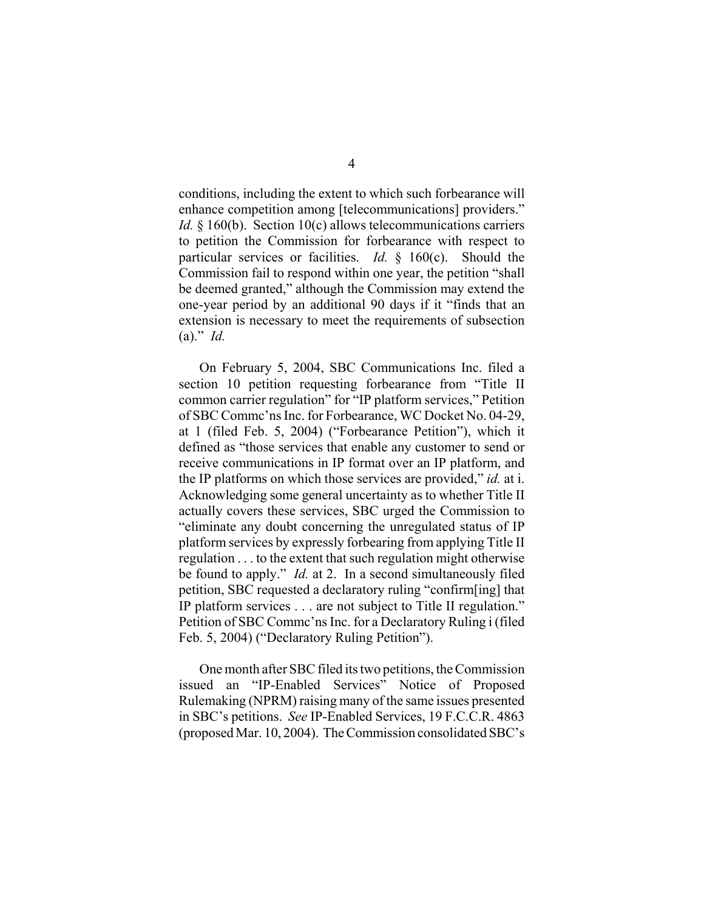conditions, including the extent to which such forbearance will enhance competition among [telecommunications] providers." *Id.* § 160(b). Section 10(c) allows telecommunications carriers to petition the Commission for forbearance with respect to particular services or facilities. *Id.* § 160(c). Should the Commission fail to respond within one year, the petition "shall be deemed granted," although the Commission may extend the one-year period by an additional 90 days if it "finds that an extension is necessary to meet the requirements of subsection (a)." *Id.*

On February 5, 2004, SBC Communications Inc. filed a section 10 petition requesting forbearance from "Title II common carrier regulation" for "IP platform services," Petition of SBC Commc'ns Inc. for Forbearance, WC Docket No. 04-29, at 1 (filed Feb. 5, 2004) ("Forbearance Petition"), which it defined as "those services that enable any customer to send or receive communications in IP format over an IP platform, and the IP platforms on which those services are provided," *id.* at i. Acknowledging some general uncertainty as to whether Title II actually covers these services, SBC urged the Commission to "eliminate any doubt concerning the unregulated status of IP platform services by expressly forbearing from applying Title II regulation . . . to the extent that such regulation might otherwise be found to apply." *Id.* at 2. In a second simultaneously filed petition, SBC requested a declaratory ruling "confirm[ing] that IP platform services . . . are not subject to Title II regulation." Petition of SBC Commc'ns Inc. for a Declaratory Ruling i (filed Feb. 5, 2004) ("Declaratory Ruling Petition").

One month after SBC filed its two petitions, the Commission issued an "IP-Enabled Services" Notice of Proposed Rulemaking (NPRM) raising many of the same issues presented in SBC's petitions. *See* IP-Enabled Services, 19 F.C.C.R. 4863 (proposed Mar. 10, 2004). The Commission consolidated SBC's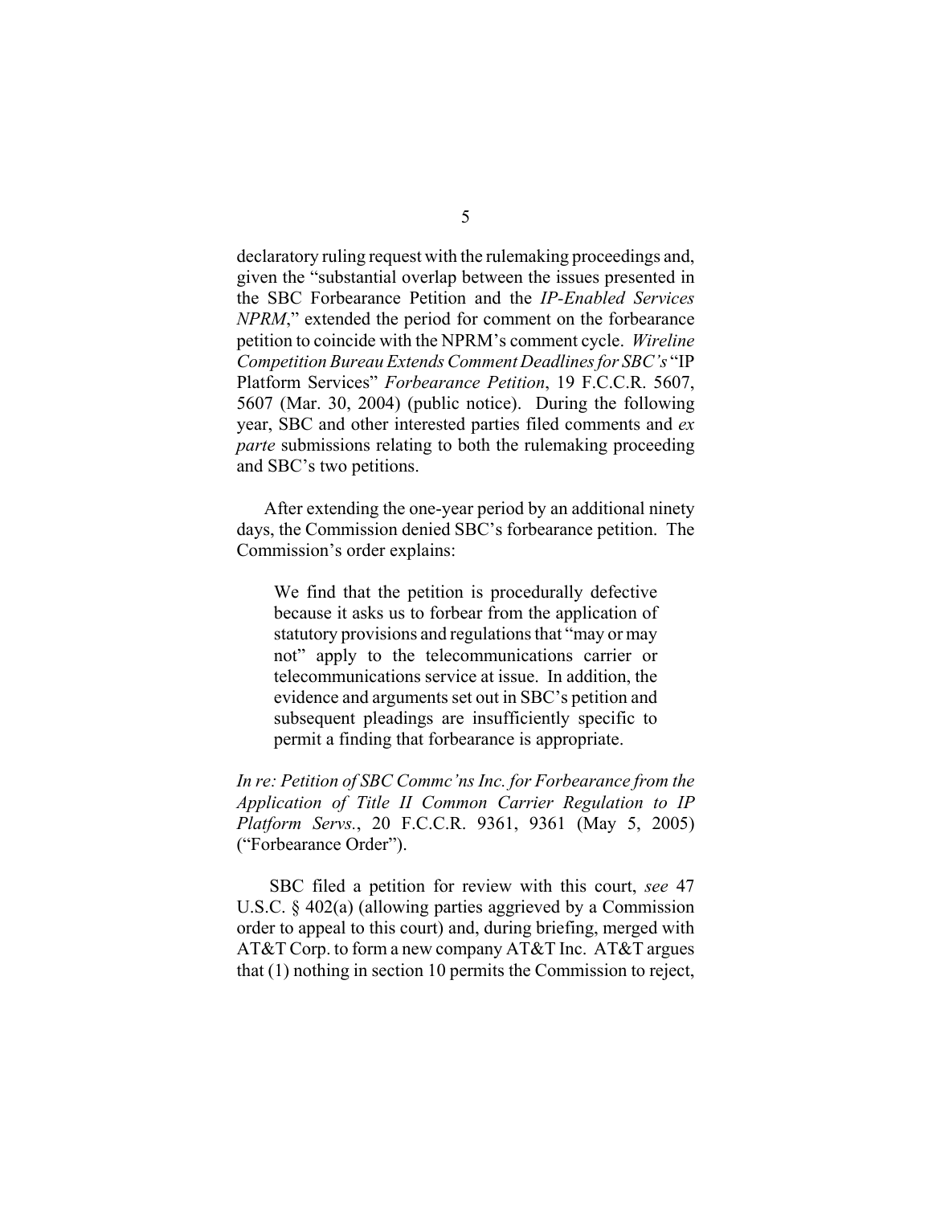declaratory ruling request with the rulemaking proceedings and, given the "substantial overlap between the issues presented in the SBC Forbearance Petition and the *IP-Enabled Services NPRM*," extended the period for comment on the forbearance petition to coincide with the NPRM's comment cycle. *Wireline Competition Bureau Extends Comment Deadlines for SBC's* "IP Platform Services" *Forbearance Petition*, 19 F.C.C.R. 5607, 5607 (Mar. 30, 2004) (public notice). During the following year, SBC and other interested parties filed comments and *ex parte* submissions relating to both the rulemaking proceeding and SBC's two petitions.

After extending the one-year period by an additional ninety days, the Commission denied SBC's forbearance petition. The Commission's order explains:

> We find that the petition is procedurally defective because it asks us to forbear from the application of statutory provisions and regulations that "may or may not" apply to the telecommunications carrier or telecommunications service at issue. In addition, the evidence and arguments set out in SBC's petition and subsequent pleadings are insufficiently specific to permit a finding that forbearance is appropriate.

*In re: Petition of SBC Commc'ns Inc. for Forbearance from the Application of Title II Common Carrier Regulation to IP Platform Servs.*, 20 F.C.C.R. 9361, 9361 (May 5, 2005) ("Forbearance Order").

SBC filed a petition for review with this court, *see* 47 U.S.C. § 402(a) (allowing parties aggrieved by a Commission order to appeal to this court) and, during briefing, merged with AT&T Corp. to form a new company AT&T Inc. AT&T argues that (1) nothing in section 10 permits the Commission to reject,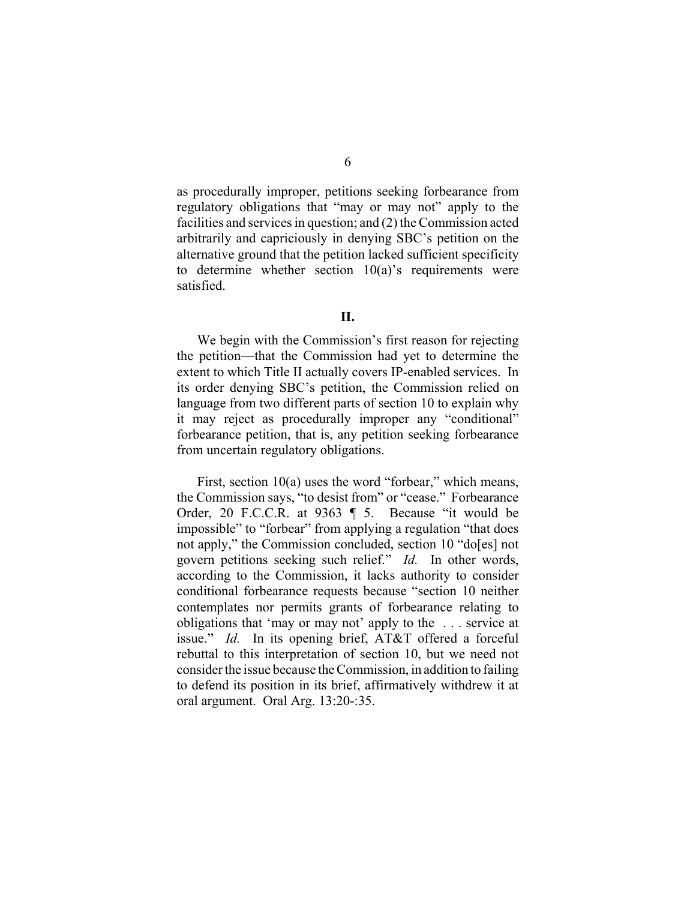as procedurally improper, petitions seeking forbearance from regulatory obligations that "may or may not" apply to the facilities and services in question; and (2) the Commission acted arbitrarily and capriciously in denying SBC's petition on the alternative ground that the petition lacked sufficient specificity to determine whether section 10(a)'s requirements were satisfied.

## II.

We begin with the Commission's first reason for rejecting the petition—that the Commission had yet to determine the extent to which Title II actually covers IP-enabled services. In its order denying SBC's petition, the Commission relied on language from two different parts of section 10 to explain why it may reject as procedurally improper any "conditional" forbearance petition, that is, any petition seeking forbearance from uncertain regulatory obligations.

First, section 10(a) uses the word "forbear," which means, the Commission says, "to desist from" or "cease." Forbearance Order, 20 F.C.C.R. at 9363 ¶ 5. Because "it would be impossible" to "forbear" from applying a regulation "that does not apply," the Commission concluded, section 10 "do[es] not govern petitions seeking such relief." *Id.* In other words, according to the Commission, it lacks authority to consider conditional forbearance requests because "section 10 neither contemplates nor permits grants of forbearance relating to obligations that 'may or may not' apply to the . . . service at issue." *Id.* In its opening brief, AT&T offered a forceful rebuttal to this interpretation of section 10, but we need not consider the issue because the Commission, in addition to failing to defend its position in its brief, affirmatively withdrew it at oral argument. Oral Arg. 13:20-:35.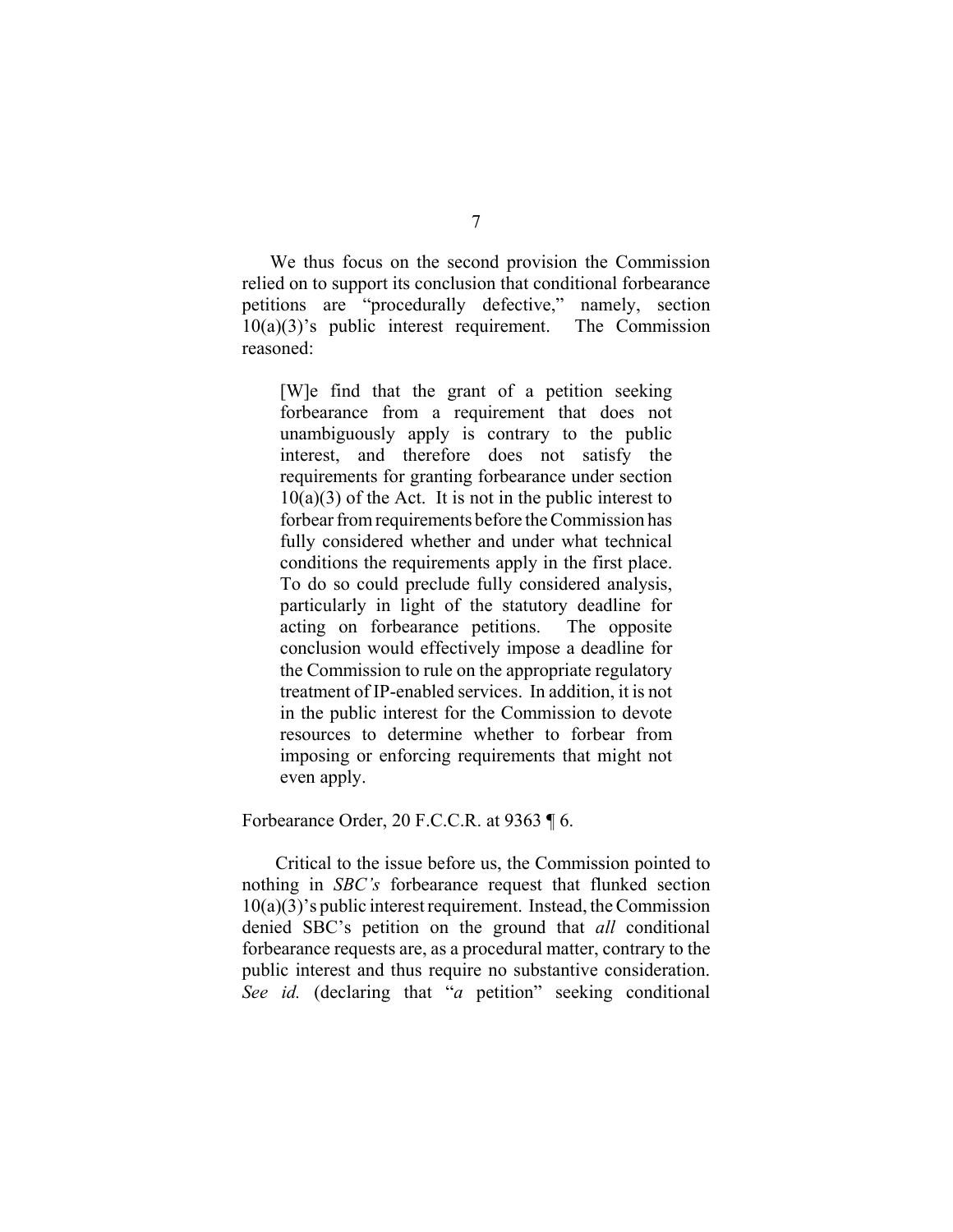We thus focus on the second provision the Commission relied on to support its conclusion that conditional forbearance petitions are "procedurally defective," namely, section 10(a)(3)'s public interest requirement. The Commission reasoned:

> [W]e find that the grant of a petition seeking forbearance from a requirement that does not unambiguously apply is contrary to the public interest, and therefore does not satisfy the requirements for granting forbearance under section 10(a)(3) of the Act. It is not in the public interest to forbear from requirements before the Commission has fully considered whether and under what technical conditions the requirements apply in the first place. To do so could preclude fully considered analysis, particularly in light of the statutory deadline for acting on forbearance petitions. The opposite conclusion would effectively impose a deadline for the Commission to rule on the appropriate regulatory treatment of IP-enabled services. In addition, it is not in the public interest for the Commission to devote resources to determine whether to forbear from imposing or enforcing requirements that might not even apply.

Forbearance Order, 20 F.C.C.R. at 9363 ¶ 6.

Critical to the issue before us, the Commission pointed to nothing in *SBC's* forbearance request that flunked section 10(a)(3)'s public interest requirement. Instead, the Commission denied SBC's petition on the ground that *all* conditional forbearance requests are, as a procedural matter, contrary to the public interest and thus require no substantive consideration. *See id.* (declaring that "*a* petition" seeking conditional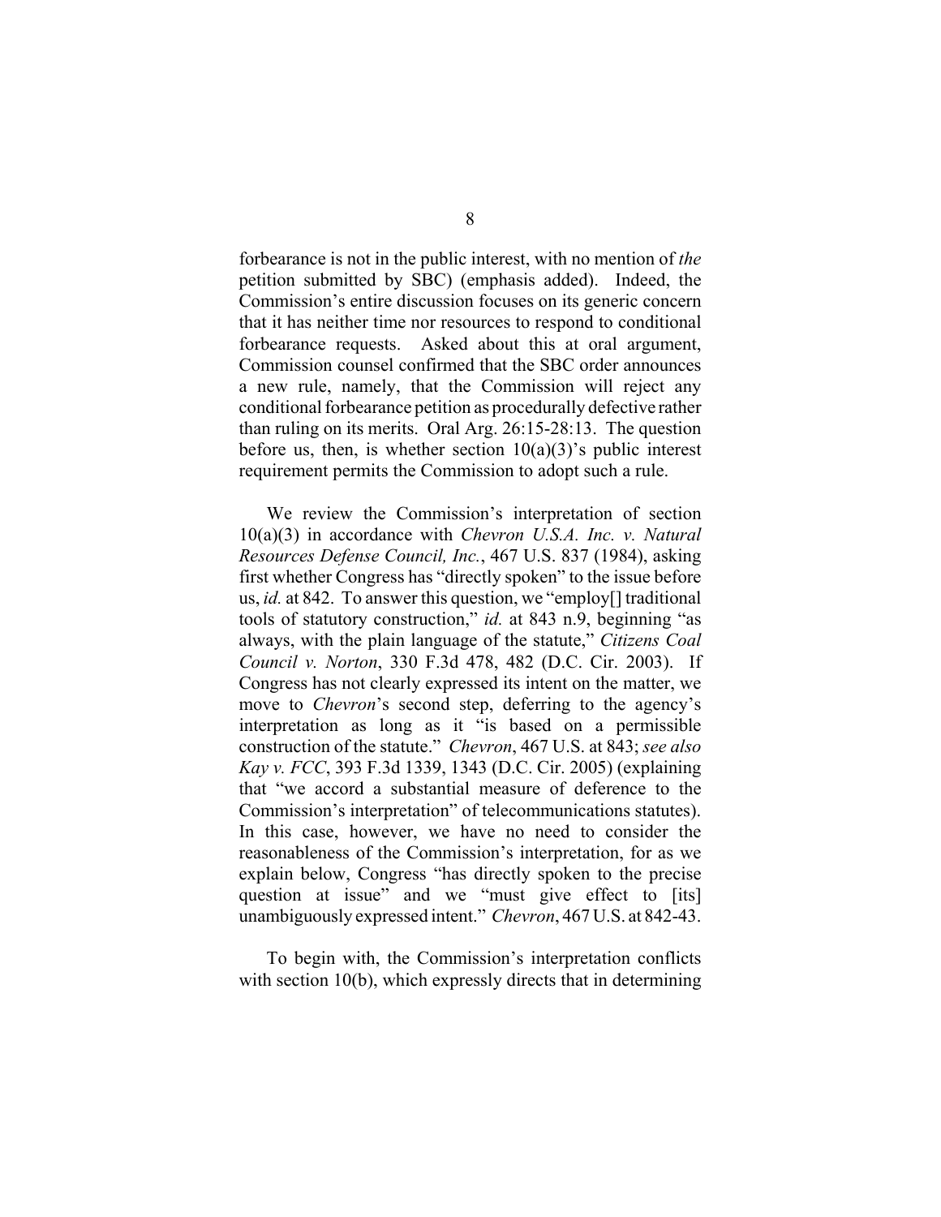forbearance is not in the public interest, with no mention of *the* petition submitted by SBC) (emphasis added). Indeed, the Commission's entire discussion focuses on its generic concern that it has neither time nor resources to respond to conditional forbearance requests. Asked about this at oral argument, Commission counsel confirmed that the SBC order announces a new rule, namely, that the Commission will reject any conditional forbearance petition as procedurally defective rather than ruling on its merits. Oral Arg. 26:15-28:13. The question before us, then, is whether section 10(a)(3)'s public interest requirement permits the Commission to adopt such a rule.

We review the Commission's interpretation of section 10(a)(3) in accordance with *Chevron U.S.A. Inc. v. Natural Resources Defense Council, Inc.*, 467 U.S. 837 (1984), asking first whether Congress has "directly spoken" to the issue before us, *id.* at 842. To answer this question, we "employ[] traditional tools of statutory construction," *id.* at 843 n.9, beginning "as always, with the plain language of the statute," *Citizens Coal Council v. Norton*, 330 F.3d 478, 482 (D.C. Cir. 2003). If Congress has not clearly expressed its intent on the matter, we move to *Chevron*'s second step, deferring to the agency's interpretation as long as it "is based on a permissible construction of the statute." *Chevron*, 467 U.S. at 843; *see also Kay v. FCC*, 393 F.3d 1339, 1343 (D.C. Cir. 2005) (explaining that "we accord a substantial measure of deference to the Commission's interpretation" of telecommunications statutes). In this case, however, we have no need to consider the reasonableness of the Commission's interpretation, for as we explain below, Congress "has directly spoken to the precise question at issue" and we "must give effect to [its] unambiguously expressed intent." *Chevron*, 467 U.S. at 842-43.

To begin with, the Commission's interpretation conflicts with section 10(b), which expressly directs that in determining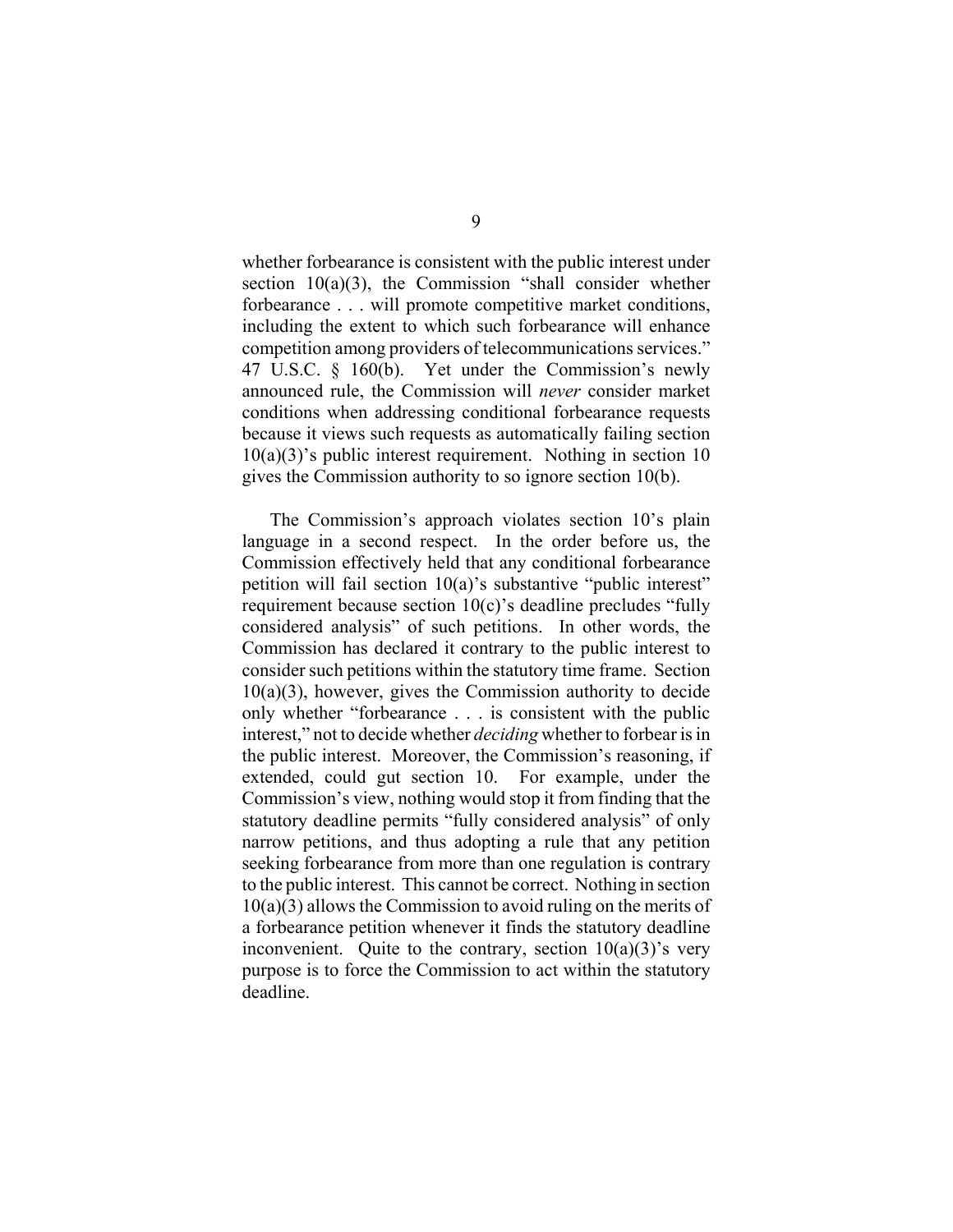whether forbearance is consistent with the public interest under section 10(a)(3), the Commission "shall consider whether forbearance . . . will promote competitive market conditions, including the extent to which such forbearance will enhance competition among providers of telecommunications services." 47 U.S.C. § 160(b). Yet under the Commission's newly announced rule, the Commission will *never* consider market conditions when addressing conditional forbearance requests because it views such requests as automatically failing section 10(a)(3)'s public interest requirement. Nothing in section 10 gives the Commission authority to so ignore section 10(b).

The Commission's approach violates section 10's plain language in a second respect. In the order before us, the Commission effectively held that any conditional forbearance petition will fail section 10(a)'s substantive "public interest" requirement because section 10(c)'s deadline precludes "fully considered analysis" of such petitions. In other words, the Commission has declared it contrary to the public interest to consider such petitions within the statutory time frame. Section 10(a)(3), however, gives the Commission authority to decide only whether "forbearance . . . is consistent with the public interest," not to decide whether *deciding* whether to forbear is in the public interest. Moreover, the Commission's reasoning, if extended, could gut section 10. For example, under the Commission's view, nothing would stop it from finding that the statutory deadline permits "fully considered analysis" of only narrow petitions, and thus adopting a rule that any petition seeking forbearance from more than one regulation is contrary to the public interest. This cannot be correct. Nothing in section 10(a)(3) allows the Commission to avoid ruling on the merits of a forbearance petition whenever it finds the statutory deadline inconvenient. Quite to the contrary, section 10(a)(3)'s very purpose is to force the Commission to act within the statutory deadline.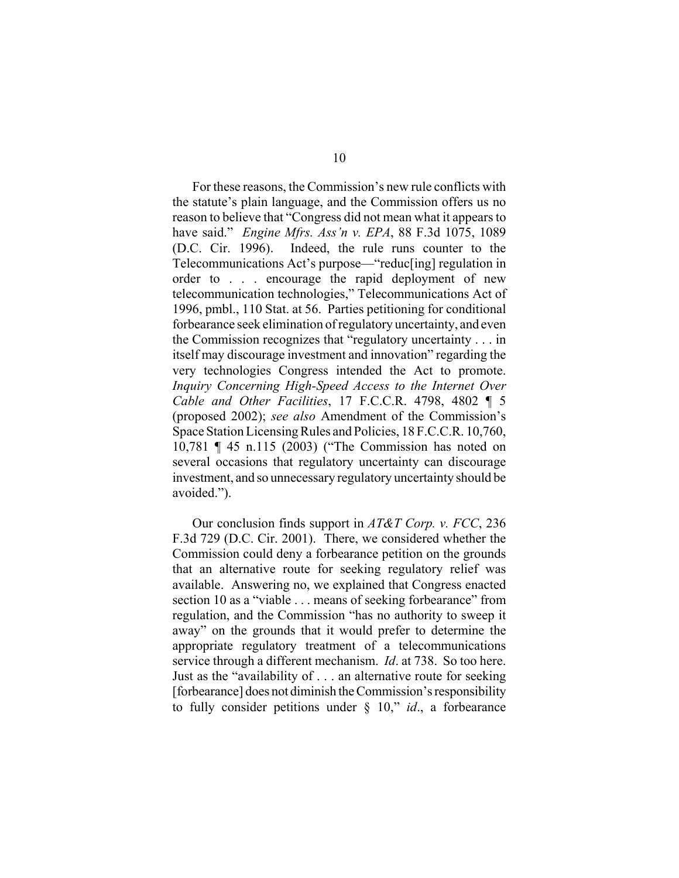For these reasons, the Commission's new rule conflicts with the statute's plain language, and the Commission offers us no reason to believe that "Congress did not mean what it appears to have said." *Engine Mfrs. Ass'n v. EPA*, 88 F.3d 1075, 1089 (D.C. Cir. 1996). Indeed, the rule runs counter to the Telecommunications Act's purpose—"reduc[ing] regulation in order to . . . encourage the rapid deployment of new telecommunication technologies," Telecommunications Act of 1996, pmbl., 110 Stat. at 56. Parties petitioning for conditional forbearance seek elimination of regulatory uncertainty, and even the Commission recognizes that "regulatory uncertainty . . . in itself may discourage investment and innovation" regarding the very technologies Congress intended the Act to promote. *Inquiry Concerning High-Speed Access to the Internet Over Cable and Other Facilities*, 17 F.C.C.R. 4798, 4802 ¶ 5 (proposed 2002); *see also* Amendment of the Commission's Space Station Licensing Rules and Policies, 18 F.C.C.R. 10,760, 10,781 ¶ 45 n.115 (2003) ("The Commission has noted on several occasions that regulatory uncertainty can discourage investment, and so unnecessary regulatory uncertainty should be avoided.").

Our conclusion finds support in *AT&T Corp. v. FCC*, 236 F.3d 729 (D.C. Cir. 2001). There, we considered whether the Commission could deny a forbearance petition on the grounds that an alternative route for seeking regulatory relief was available. Answering no, we explained that Congress enacted section 10 as a "viable . . . means of seeking forbearance" from regulation, and the Commission "has no authority to sweep it away" on the grounds that it would prefer to determine the appropriate regulatory treatment of a telecommunications service through a different mechanism. *Id*. at 738. So too here. Just as the "availability of . . . an alternative route for seeking [forbearance] does not diminish the Commission's responsibility to fully consider petitions under § 10," *id*., a forbearance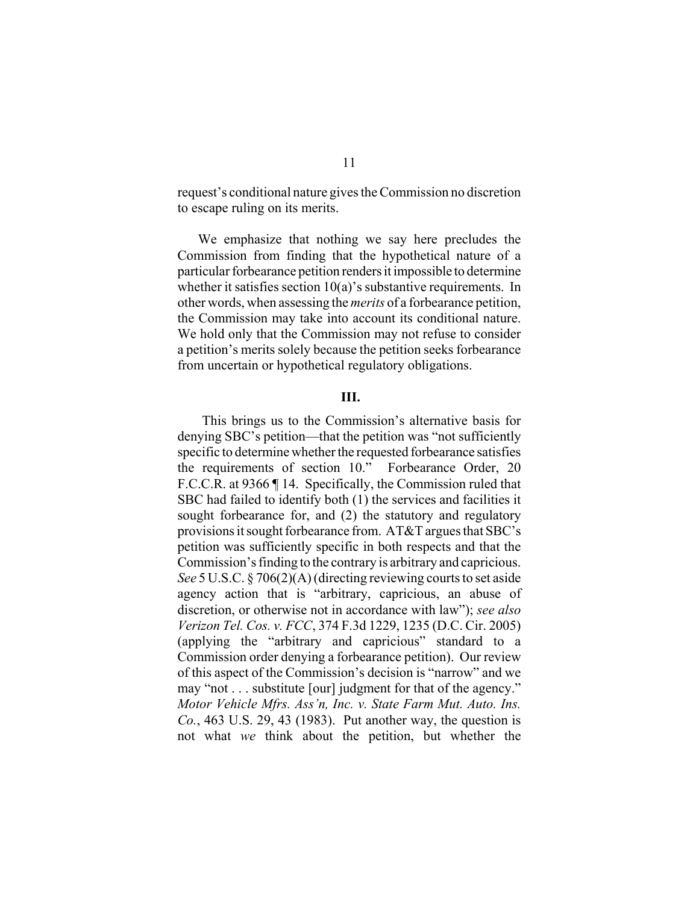request's conditional nature gives the Commission no discretion to escape ruling on its merits.

We emphasize that nothing we say here precludes the Commission from finding that the hypothetical nature of a particular forbearance petition renders it impossible to determine whether it satisfies section 10(a)'s substantive requirements. In other words, when assessing the *merits* of a forbearance petition, the Commission may take into account its conditional nature. We hold only that the Commission may not refuse to consider a petition's merits solely because the petition seeks forbearance from uncertain or hypothetical regulatory obligations.

## III.

This brings us to the Commission's alternative basis for denying SBC's petition—that the petition was "not sufficiently specific to determine whether the requested forbearance satisfies the requirements of section 10." Forbearance Order, 20 F.C.C.R. at 9366 ¶ 14. Specifically, the Commission ruled that SBC had failed to identify both (1) the services and facilities it sought forbearance for, and (2) the statutory and regulatory provisions it sought forbearance from. AT&T argues that SBC's petition was sufficiently specific in both respects and that the Commission's finding to the contrary is arbitrary and capricious. *See* 5 U.S.C. § 706(2)(A) (directing reviewing courts to set aside agency action that is "arbitrary, capricious, an abuse of discretion, or otherwise not in accordance with law"); *see also Verizon Tel. Cos. v. FCC*, 374 F.3d 1229, 1235 (D.C. Cir. 2005) (applying the "arbitrary and capricious" standard to a Commission order denying a forbearance petition). Our review of this aspect of the Commission's decision is "narrow" and we may "not . . . substitute [our] judgment for that of the agency." *Motor Vehicle Mfrs. Ass'n, Inc. v. State Farm Mut. Auto. Ins. Co.*, 463 U.S. 29, 43 (1983). Put another way, the question is not what *we* think about the petition, but whether the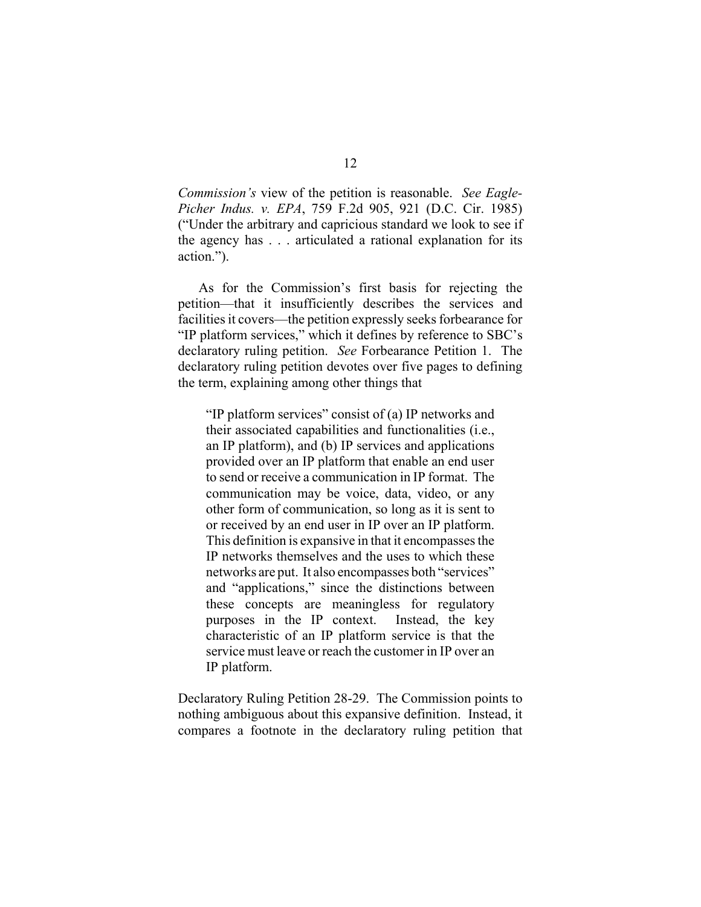*Commission's* view of the petition is reasonable. *See Eagle-Picher Indus. v. EPA*, 759 F.2d 905, 921 (D.C. Cir. 1985) ("Under the arbitrary and capricious standard we look to see if the agency has . . . articulated a rational explanation for its action.").

As for the Commission's first basis for rejecting the petition—that it insufficiently describes the services and facilities it covers—the petition expressly seeks forbearance for "IP platform services," which it defines by reference to SBC's declaratory ruling petition. *See* Forbearance Petition 1. The declaratory ruling petition devotes over five pages to defining the term, explaining among other things that

> "IP platform services" consist of (a) IP networks and their associated capabilities and functionalities (i.e., an IP platform), and (b) IP services and applications provided over an IP platform that enable an end user to send or receive a communication in IP format. The communication may be voice, data, video, or any other form of communication, so long as it is sent to or received by an end user in IP over an IP platform. This definition is expansive in that it encompasses the IP networks themselves and the uses to which these networks are put. It also encompasses both "services" and "applications," since the distinctions between these concepts are meaningless for regulatory purposes in the IP context. Instead, the key characteristic of an IP platform service is that the service must leave or reach the customer in IP over an IP platform.

Declaratory Ruling Petition 28-29. The Commission points to nothing ambiguous about this expansive definition. Instead, it compares a footnote in the declaratory ruling petition that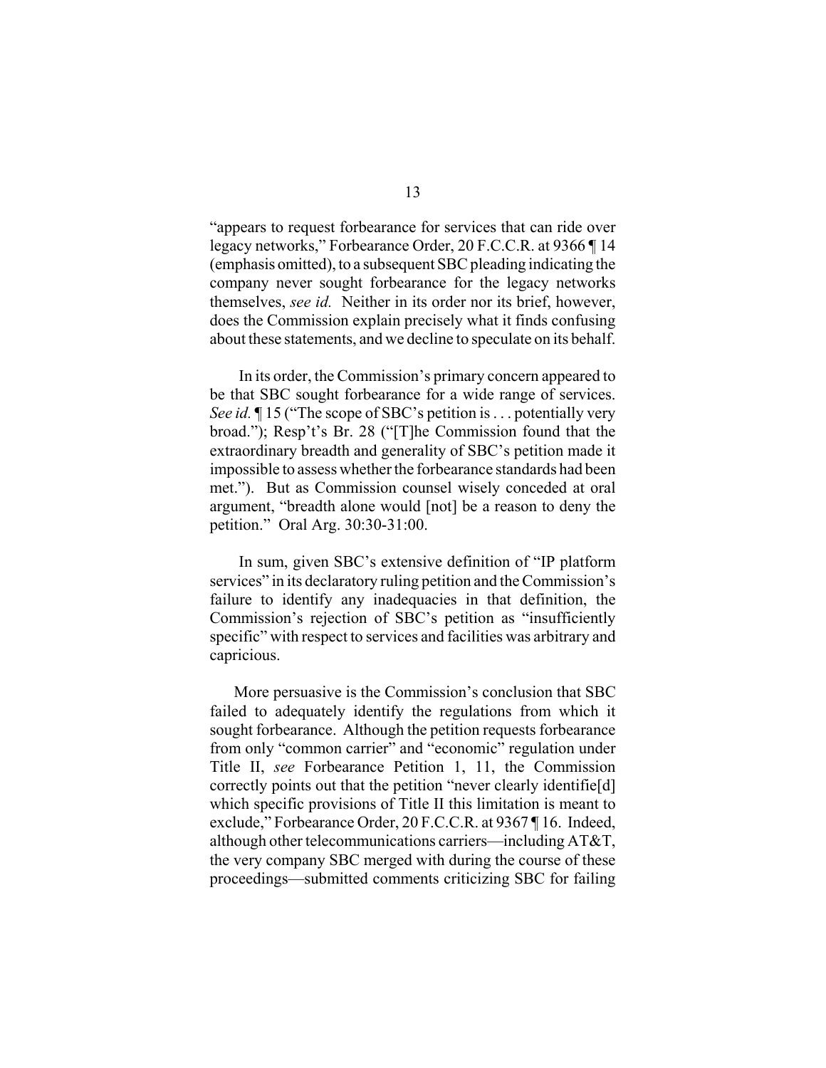"appears to request forbearance for services that can ride over legacy networks," Forbearance Order, 20 F.C.C.R. at 9366 ¶ 14 (emphasis omitted), to a subsequent SBC pleading indicating the company never sought forbearance for the legacy networks themselves, *see id.* Neither in its order nor its brief, however, does the Commission explain precisely what it finds confusing about these statements, and we decline to speculate on its behalf.

In its order, the Commission's primary concern appeared to be that SBC sought forbearance for a wide range of services. *See id.* ¶ 15 ("The scope of SBC's petition is . . . potentially very broad."); Resp't's Br. 28 ("[T]he Commission found that the extraordinary breadth and generality of SBC's petition made it impossible to assess whether the forbearance standards had been met."). But as Commission counsel wisely conceded at oral argument, "breadth alone would [not] be a reason to deny the petition." Oral Arg. 30:30-31:00.

In sum, given SBC's extensive definition of "IP platform services" in its declaratory ruling petition and the Commission's failure to identify any inadequacies in that definition, the Commission's rejection of SBC's petition as "insufficiently specific" with respect to services and facilities was arbitrary and capricious.

More persuasive is the Commission's conclusion that SBC failed to adequately identify the regulations from which it sought forbearance. Although the petition requests forbearance from only "common carrier" and "economic" regulation under Title II, *see* Forbearance Petition 1, 11, the Commission correctly points out that the petition "never clearly identifie[d] which specific provisions of Title II this limitation is meant to exclude," Forbearance Order, 20 F.C.C.R. at 9367 ¶ 16. Indeed, although other telecommunications carriers—including AT&T, the very company SBC merged with during the course of these proceedings—submitted comments criticizing SBC for failing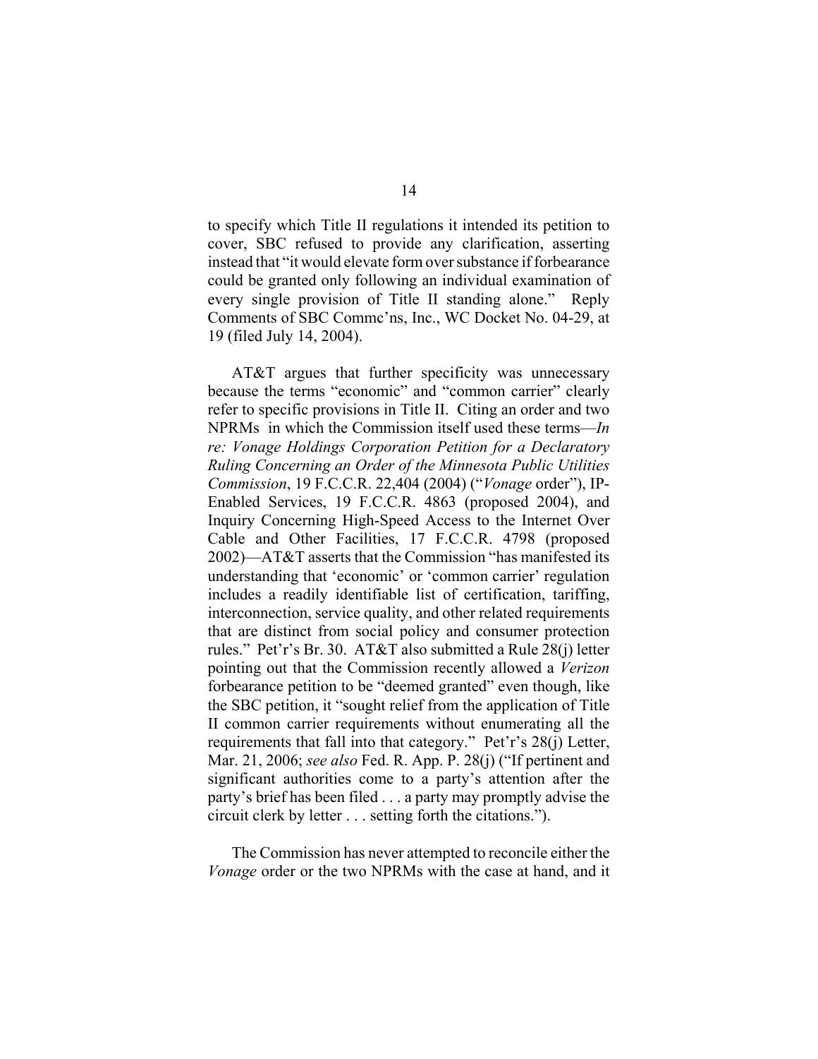to specify which Title II regulations it intended its petition to cover, SBC refused to provide any clarification, asserting instead that "it would elevate form over substance if forbearance could be granted only following an individual examination of every single provision of Title II standing alone." Reply Comments of SBC Commc'ns, Inc., WC Docket No. 04-29, at 19 (filed July 14, 2004).

AT&T argues that further specificity was unnecessary because the terms "economic" and "common carrier" clearly refer to specific provisions in Title II. Citing an order and two NPRMs in which the Commission itself used these terms—*In re: Vonage Holdings Corporation Petition for a Declaratory Ruling Concerning an Order of the Minnesota Public Utilities Commission*, 19 F.C.C.R. 22,404 (2004) ("*Vonage* order"), IP-Enabled Services, 19 F.C.C.R. 4863 (proposed 2004), and Inquiry Concerning High-Speed Access to the Internet Over Cable and Other Facilities, 17 F.C.C.R. 4798 (proposed 2002)—AT&T asserts that the Commission "has manifested its understanding that 'economic' or 'common carrier' regulation includes a readily identifiable list of certification, tariffing, interconnection, service quality, and other related requirements that are distinct from social policy and consumer protection rules." Pet'r's Br. 30. AT&T also submitted a Rule 28(j) letter pointing out that the Commission recently allowed a *Verizon* forbearance petition to be "deemed granted" even though, like the SBC petition, it "sought relief from the application of Title II common carrier requirements without enumerating all the requirements that fall into that category." Pet'r's 28(j) Letter, Mar. 21, 2006; *see also* Fed. R. App. P. 28(j) ("If pertinent and significant authorities come to a party's attention after the party's brief has been filed . . . a party may promptly advise the circuit clerk by letter . . . setting forth the citations.").

The Commission has never attempted to reconcile either the *Vonage* order or the two NPRMs with the case at hand, and it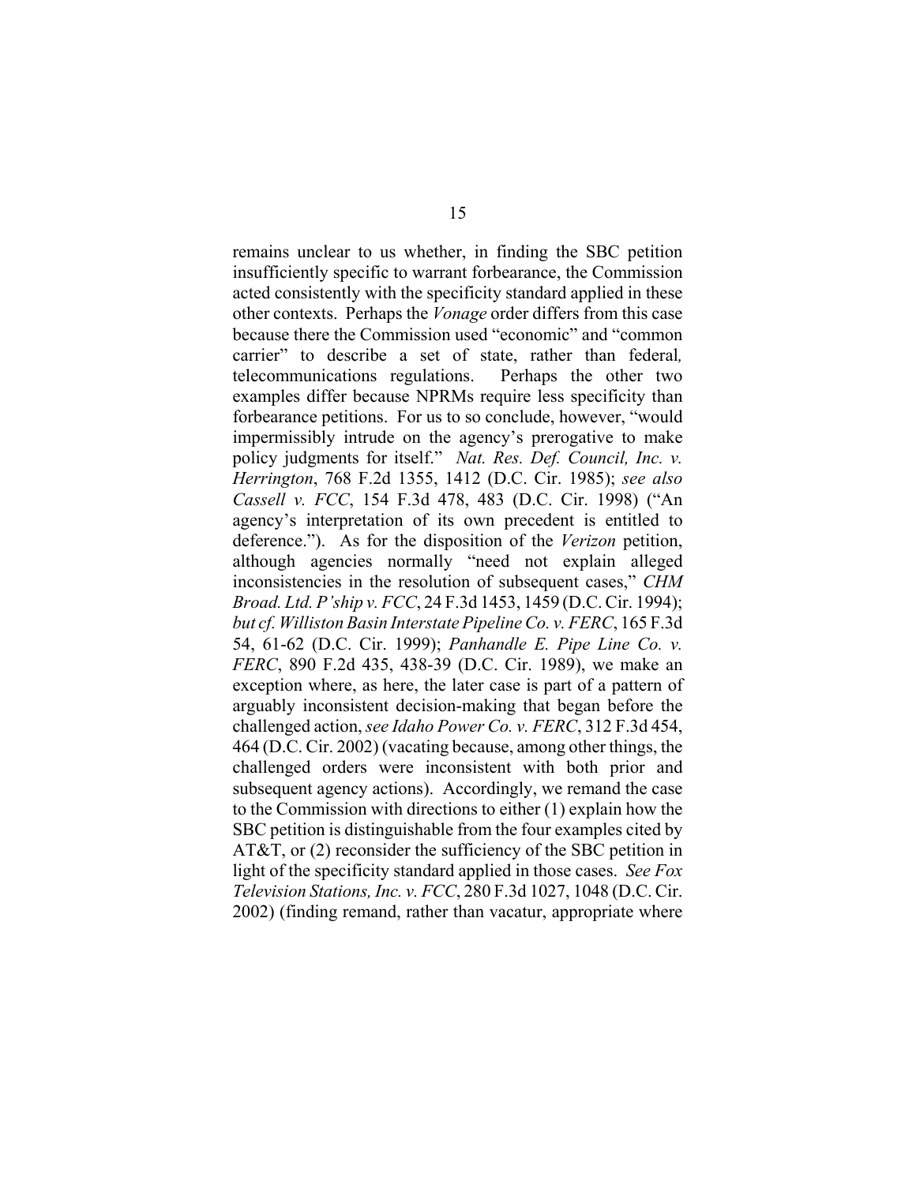remains unclear to us whether, in finding the SBC petition insufficiently specific to warrant forbearance, the Commission acted consistently with the specificity standard applied in these other contexts. Perhaps the *Vonage* order differs from this case because there the Commission used "economic" and "common carrier" to describe a set of state, rather than federal*,* telecommunications regulations. Perhaps the other two examples differ because NPRMs require less specificity than forbearance petitions. For us to so conclude, however, "would impermissibly intrude on the agency's prerogative to make policy judgments for itself." *Nat. Res. Def. Council, Inc. v. Herrington*, 768 F.2d 1355, 1412 (D.C. Cir. 1985); *see also Cassell v. FCC*, 154 F.3d 478, 483 (D.C. Cir. 1998) ("An agency's interpretation of its own precedent is entitled to deference."). As for the disposition of the *Verizon* petition, although agencies normally "need not explain alleged inconsistencies in the resolution of subsequent cases," *CHM Broad. Ltd. P'ship v. FCC*, 24 F.3d 1453, 1459 (D.C. Cir. 1994); *but cf. Williston Basin Interstate Pipeline Co. v. FERC*, 165 F.3d 54, 61-62 (D.C. Cir. 1999); *Panhandle E. Pipe Line Co. v. FERC*, 890 F.2d 435, 438-39 (D.C. Cir. 1989), we make an exception where, as here, the later case is part of a pattern of arguably inconsistent decision-making that began before the challenged action, *see Idaho Power Co. v. FERC*, 312 F.3d 454, 464 (D.C. Cir. 2002) (vacating because, among other things, the challenged orders were inconsistent with both prior and subsequent agency actions). Accordingly, we remand the case to the Commission with directions to either (1) explain how the SBC petition is distinguishable from the four examples cited by AT&T, or (2) reconsider the sufficiency of the SBC petition in light of the specificity standard applied in those cases. *See Fox Television Stations, Inc. v. FCC*, 280 F.3d 1027, 1048 (D.C. Cir. 2002) (finding remand, rather than vacatur, appropriate where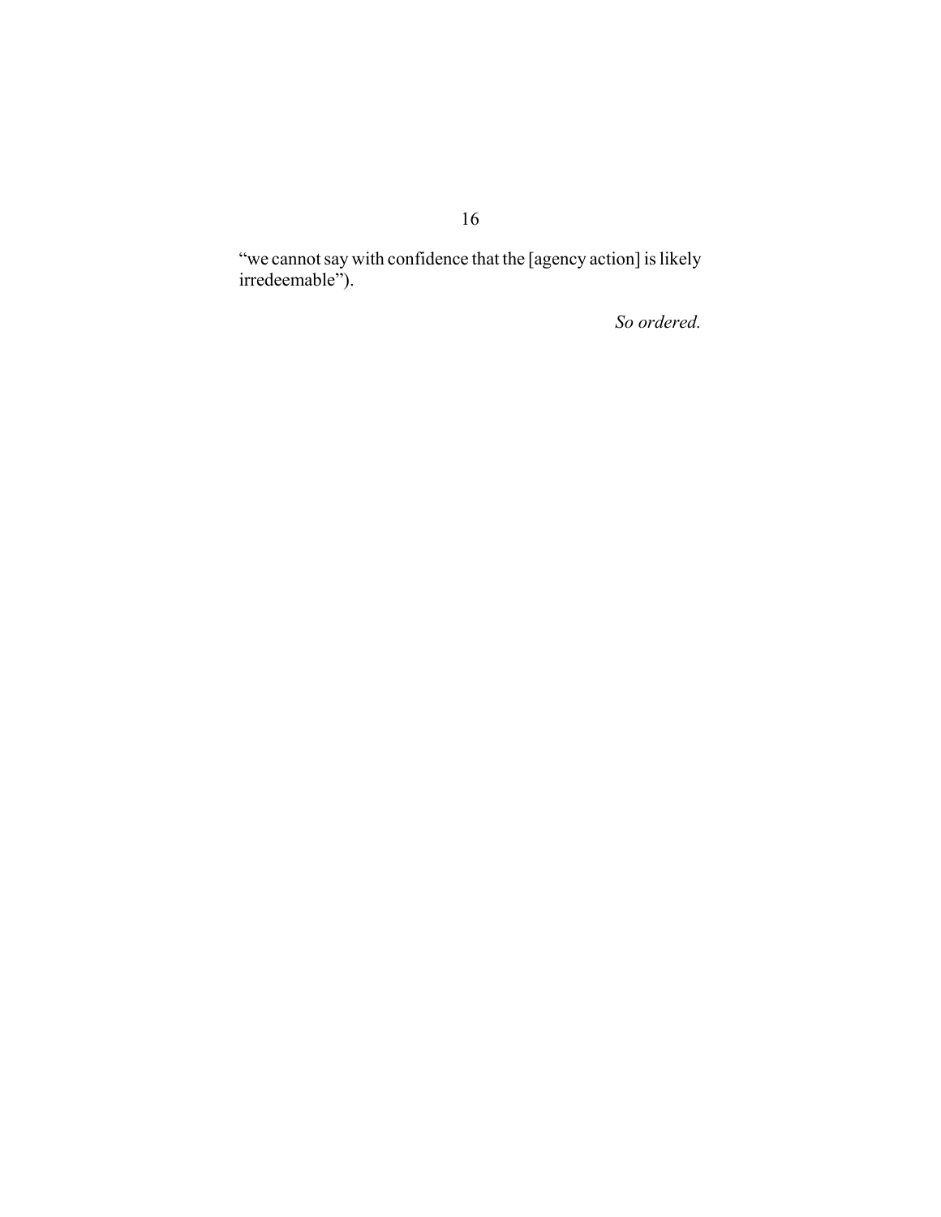"we cannot say with confidence that the [agency action] is likely irredeemable").

*So ordered.*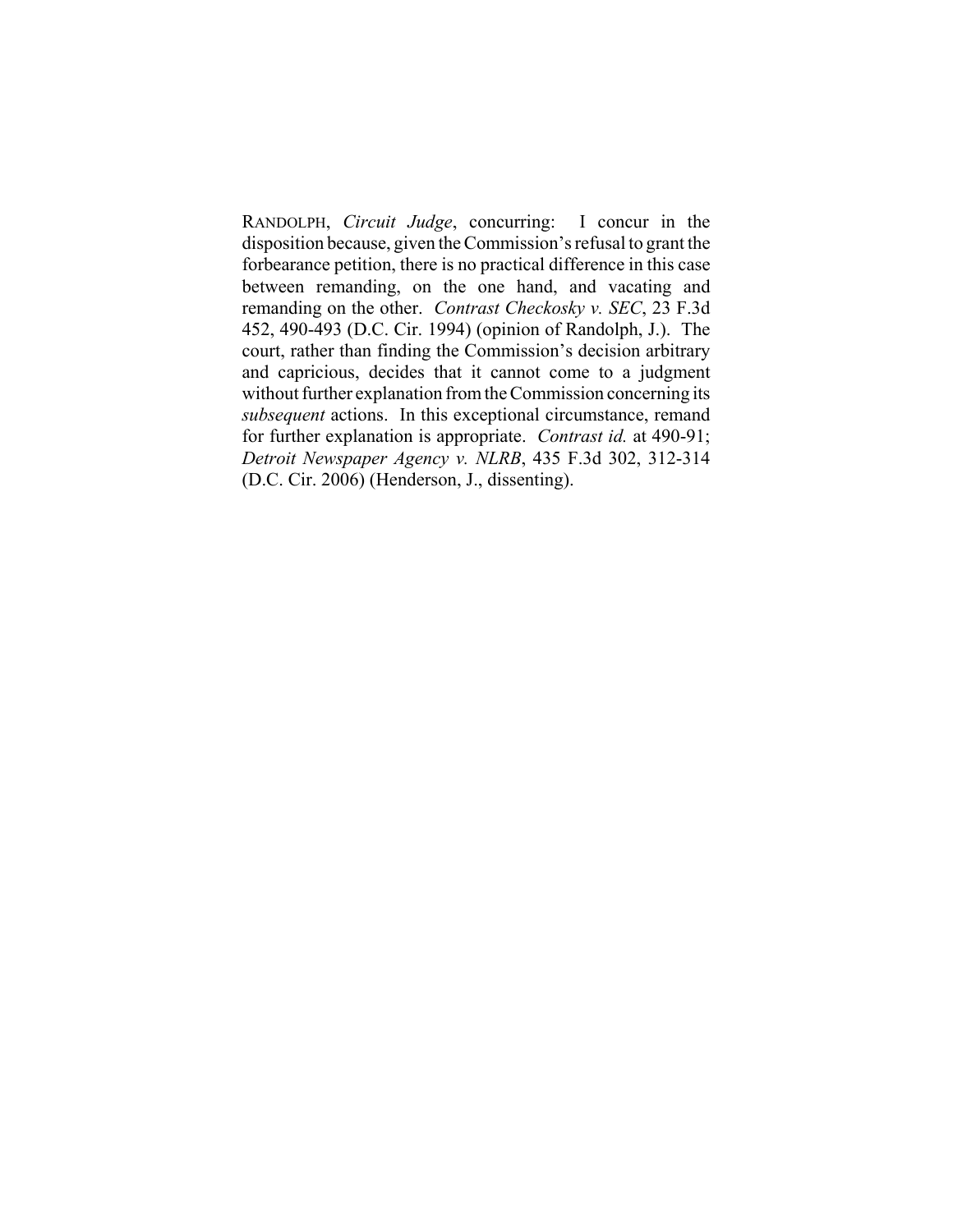RANDOLPH, *Circuit Judge*, concurring: I concur in the disposition because, given the Commission's refusal to grant the forbearance petition, there is no practical difference in this case between remanding, on the one hand, and vacating and remanding on the other. *Contrast Checkosky v. SEC*, 23 F.3d 452, 490-493 (D.C. Cir. 1994) (opinion of Randolph, J.). The court, rather than finding the Commission's decision arbitrary and capricious, decides that it cannot come to a judgment without further explanation from the Commission concerning its *subsequent* actions. In this exceptional circumstance, remand for further explanation is appropriate. *Contrast id.* at 490-91; *Detroit Newspaper Agency v. NLRB*, 435 F.3d 302, 312-314 (D.C. Cir. 2006) (Henderson, J., dissenting).